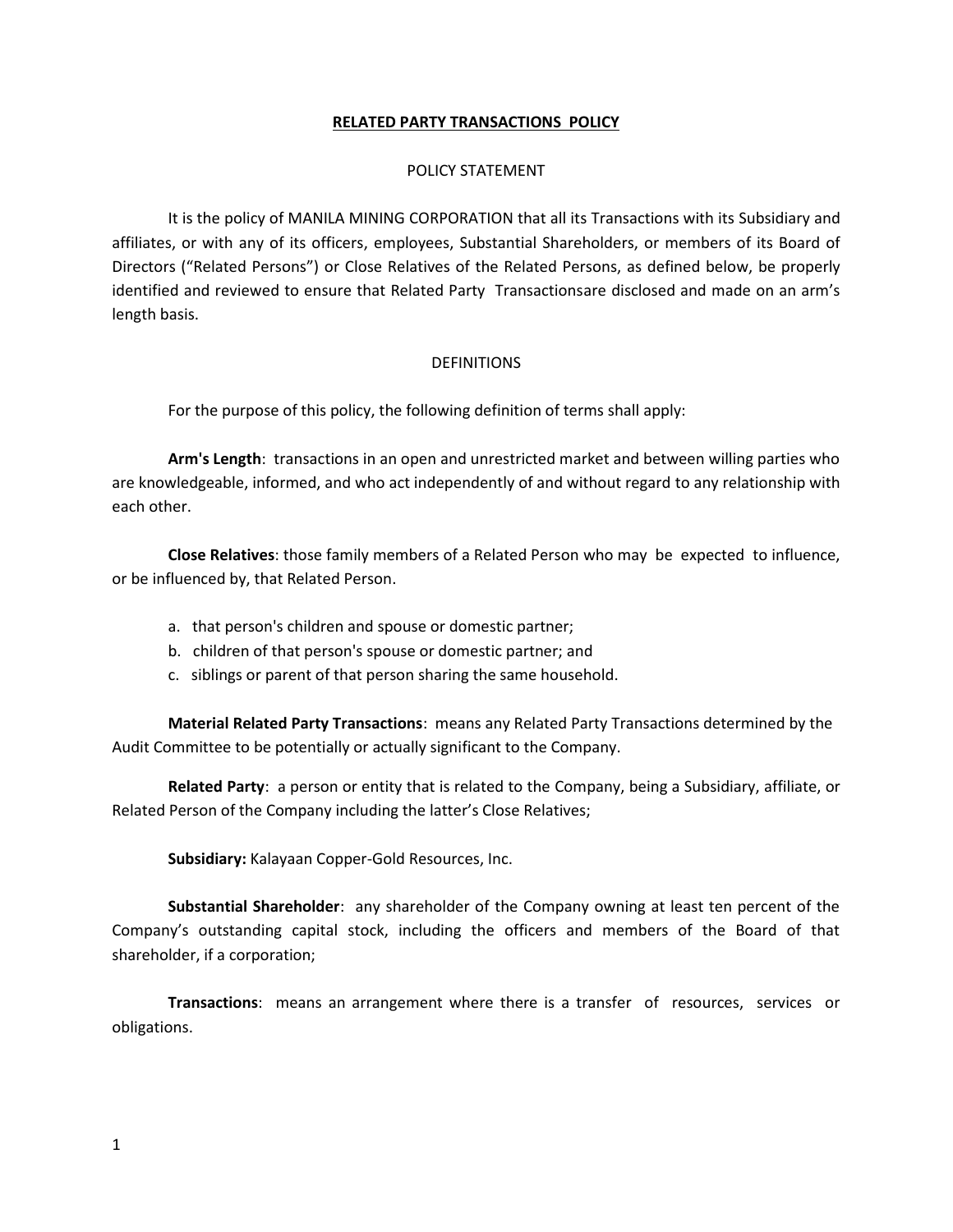# RELATED PARTY TRANSACTIONS POLICY

## POLICY STATEMENT

It is the policy of MANILA MINING CORPORATION that all its Transactions with its Subsidiary and affiliates, or with any of its officers, employees, Substantial Shareholders, or members of its Board of Directors ("Related Persons") or Close Relatives of the Related Persons, as defined below, be properly identified and reviewed to ensure that Related Party Transactionsare disclosed and made on an arm's length basis.

## DEFINITIONS

For the purpose of this policy, the following definition of terms shall apply:

**Arm's Length**: transactions in an open and unrestricted market and between willing parties who are knowledgeable, informed, and who act independently of and without regard to any relationship with each other.

**Close Relatives**: those family members of a Related Person who may be expected to influence, or be influenced by, that Related Person.

a. that person's children and spouse or domestic partner;
b. children of that person's spouse or domestic partner; and
c. siblings or parent of that person sharing the same household.

**Material Related Party Transactions**: means any Related Party Transactions determined by the Audit Committee to be potentially or actually significant to the Company.

**Related Party**: a person or entity that is related to the Company, being a Subsidiary, affiliate, or Related Person of the Company including the latter's Close Relatives;

**Subsidiary:** Kalayaan Copper-Gold Resources, Inc.

**Substantial Shareholder**: any shareholder of the Company owning at least ten percent of the Company's outstanding capital stock, including the officers and members of the Board of that shareholder, if a corporation;

**Transactions**: means an arrangement where there is a transfer of resources, services or obligations.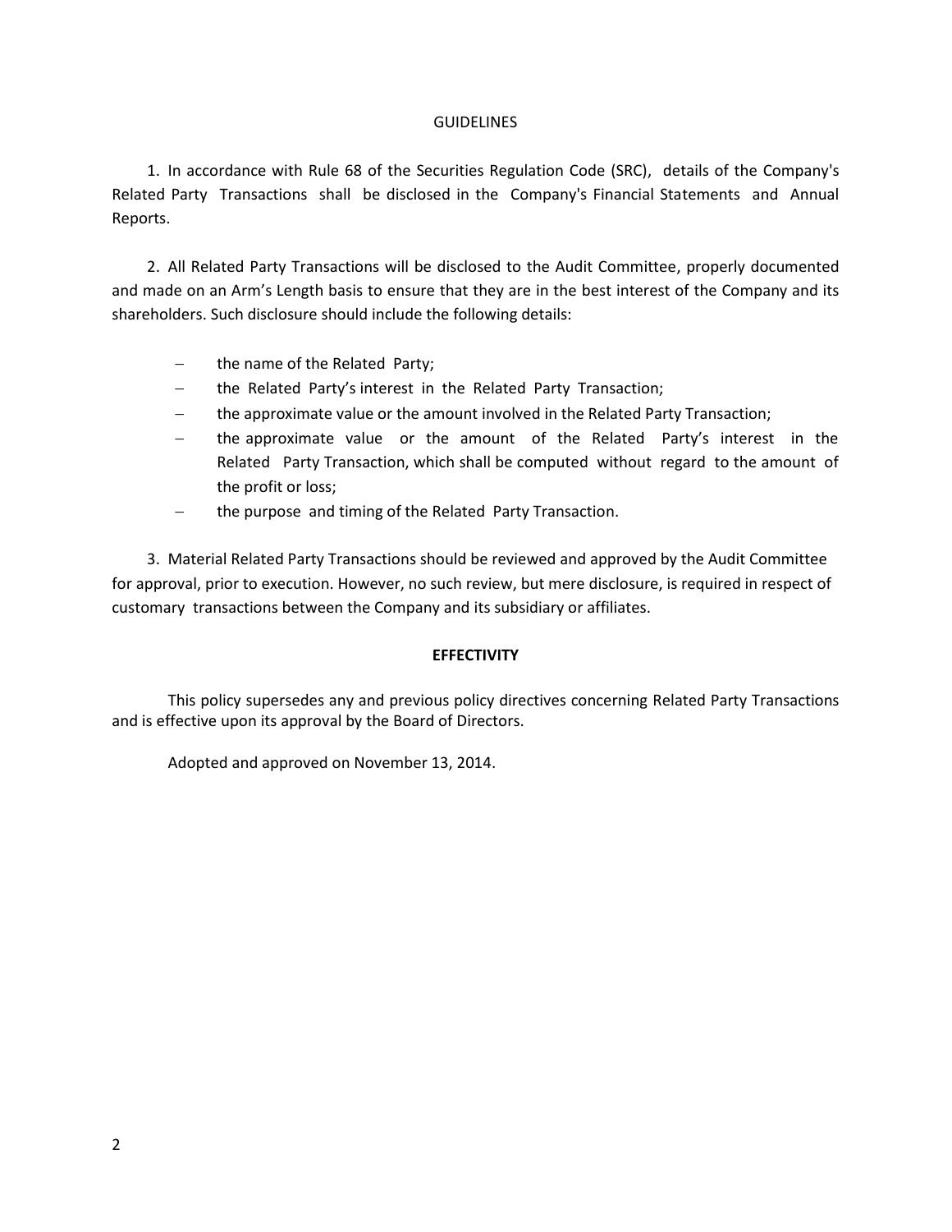## GUIDELINES

1. In accordance with Rule 68 of the Securities Regulation Code (SRC), details of the Company's Related Party Transactions shall be disclosed in the Company's Financial Statements and Annual Reports.

2. All Related Party Transactions will be disclosed to the Audit Committee, properly documented and made on an Arm's Length basis to ensure that they are in the best interest of the Company and its shareholders. Such disclosure should include the following details:

   - the name of the Related Party;
   - the Related Party's interest in the Related Party Transaction;
   - the approximate value or the amount involved in the Related Party Transaction;
   - the approximate value or the amount of the Related Party's interest in the Related Party Transaction, which shall be computed without regard to the amount of the profit or loss;
   - the purpose and timing of the Related Party Transaction.

3. Material Related Party Transactions should be reviewed and approved by the Audit Committee for approval, prior to execution. However, no such review, but mere disclosure, is required in respect of customary transactions between the Company and its subsidiary or affiliates.

## EFFECTIVITY

This policy supersedes any and previous policy directives concerning Related Party Transactions and is effective upon its approval by the Board of Directors.

Adopted and approved on November 13, 2014.